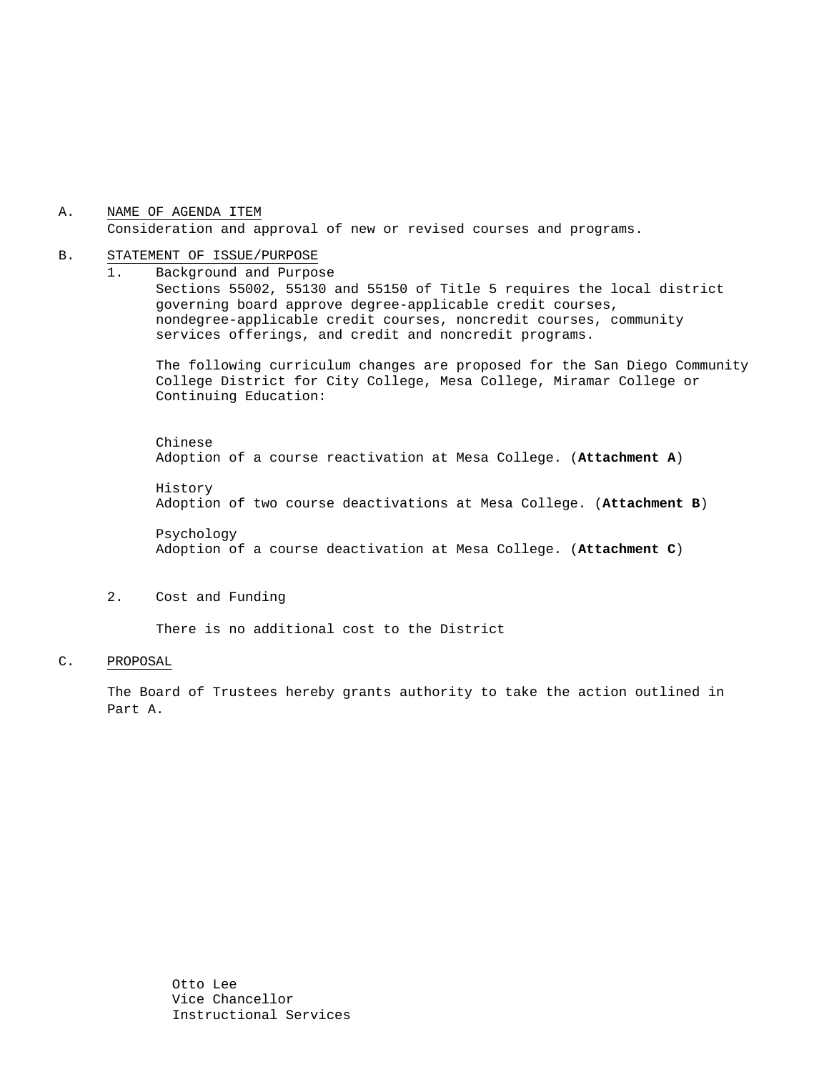A. NAME OF AGENDA ITEM

Consideration and approval of new or revised courses and programs.

B. STATEMENT OF ISSUE/PURPOSE

1. Background and Purpose

   Sections 55002, 55130 and 55150 of Title 5 requires the local district governing board approve degree-applicable credit courses, nondegree-applicable credit courses, noncredit courses, community services offerings, and credit and noncredit programs.

   The following curriculum changes are proposed for the San Diego Community College District for City College, Mesa College, Miramar College or Continuing Education:

   Chinese
   Adoption of a course reactivation at Mesa College. (**Attachment A**)

   History
   Adoption of two course deactivations at Mesa College. (**Attachment B**)

   Psychology
   Adoption of a course deactivation at Mesa College. (**Attachment C**)

2. Cost and Funding

   There is no additional cost to the District

C. PROPOSAL

The Board of Trustees hereby grants authority to take the action outlined in Part A.

Otto Lee
Vice Chancellor
Instructional Services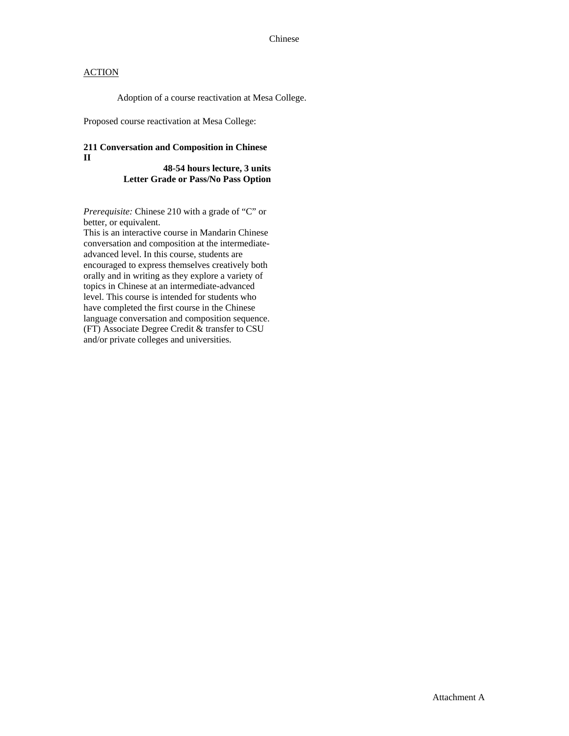Chinese

ACTION

Adoption of a course reactivation at Mesa College.

Proposed course reactivation at Mesa College:

**211 Conversation and Composition in Chinese II**

**48-54 hours lecture, 3 units**
**Letter Grade or Pass/No Pass Option**

*Prerequisite:* Chinese 210 with a grade of "C" or better, or equivalent.
This is an interactive course in Mandarin Chinese conversation and composition at the intermediate-advanced level. In this course, students are encouraged to express themselves creatively both orally and in writing as they explore a variety of topics in Chinese at an intermediate-advanced level. This course is intended for students who have completed the first course in the Chinese language conversation and composition sequence. (FT) Associate Degree Credit & transfer to CSU and/or private colleges and universities.

Attachment A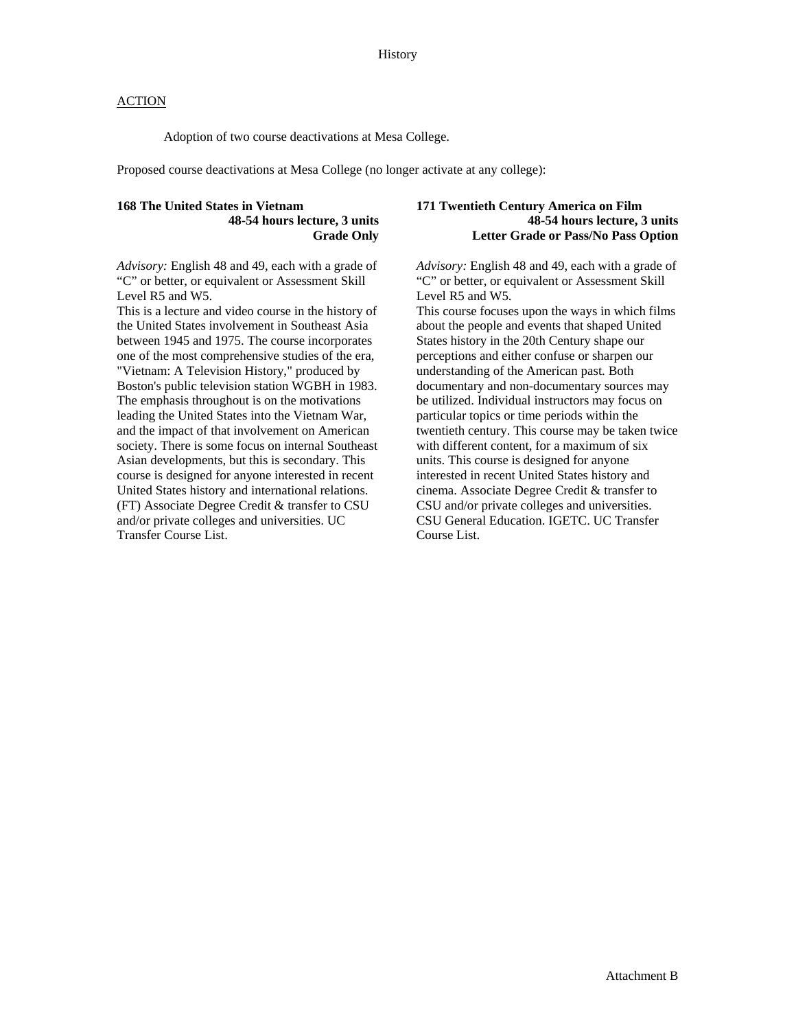History

ACTION

Adoption of two course deactivations at Mesa College.

Proposed course deactivations at Mesa College (no longer activate at any college):

**168 The United States in Vietnam**
**48-54 hours lecture, 3 units**
**Grade Only**

*Advisory:* English 48 and 49, each with a grade of "C" or better, or equivalent or Assessment Skill Level R5 and W5.
This is a lecture and video course in the history of the United States involvement in Southeast Asia between 1945 and 1975. The course incorporates one of the most comprehensive studies of the era, "Vietnam: A Television History," produced by Boston's public television station WGBH in 1983. The emphasis throughout is on the motivations leading the United States into the Vietnam War, and the impact of that involvement on American society. There is some focus on internal Southeast Asian developments, but this is secondary. This course is designed for anyone interested in recent United States history and international relations. (FT) Associate Degree Credit & transfer to CSU and/or private colleges and universities. UC Transfer Course List.

**171 Twentieth Century America on Film**
**48-54 hours lecture, 3 units**
**Letter Grade or Pass/No Pass Option**

*Advisory:* English 48 and 49, each with a grade of "C" or better, or equivalent or Assessment Skill Level R5 and W5.
This course focuses upon the ways in which films about the people and events that shaped United States history in the 20th Century shape our perceptions and either confuse or sharpen our understanding of the American past. Both documentary and non-documentary sources may be utilized. Individual instructors may focus on particular topics or time periods within the twentieth century. This course may be taken twice with different content, for a maximum of six units. This course is designed for anyone interested in recent United States history and cinema. Associate Degree Credit & transfer to CSU and/or private colleges and universities. CSU General Education. IGETC. UC Transfer Course List.

Attachment B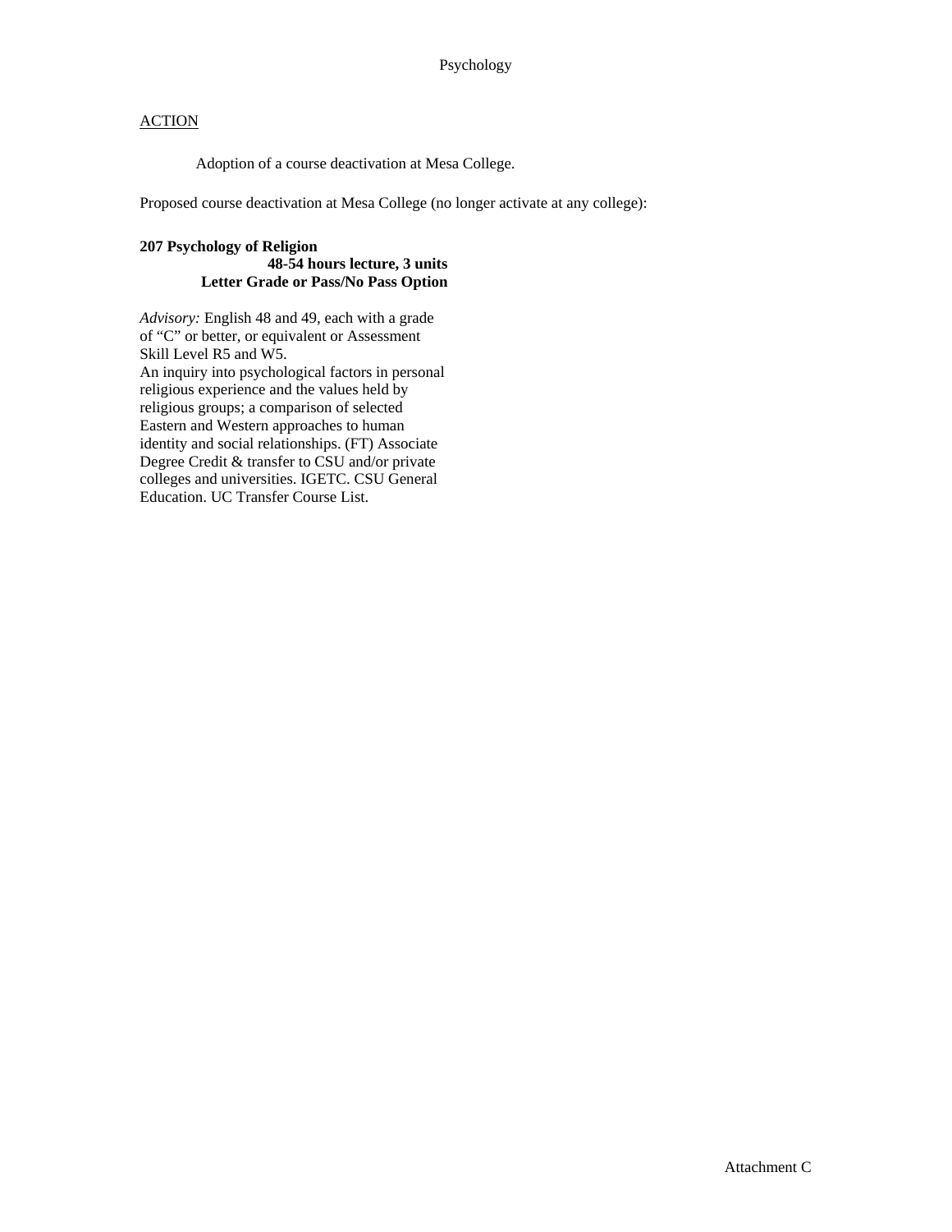Psychology

<u>ACTION</u>

Adoption of a course deactivation at Mesa College.

Proposed course deactivation at Mesa College (no longer activate at any college):

**207 Psychology of Religion**
**48-54 hours lecture, 3 units**
**Letter Grade or Pass/No Pass Option**

*Advisory:* English 48 and 49, each with a grade of "C" or better, or equivalent or Assessment Skill Level R5 and W5.
An inquiry into psychological factors in personal religious experience and the values held by religious groups; a comparison of selected Eastern and Western approaches to human identity and social relationships. (FT) Associate Degree Credit & transfer to CSU and/or private colleges and universities. IGETC. CSU General Education. UC Transfer Course List.

Attachment C